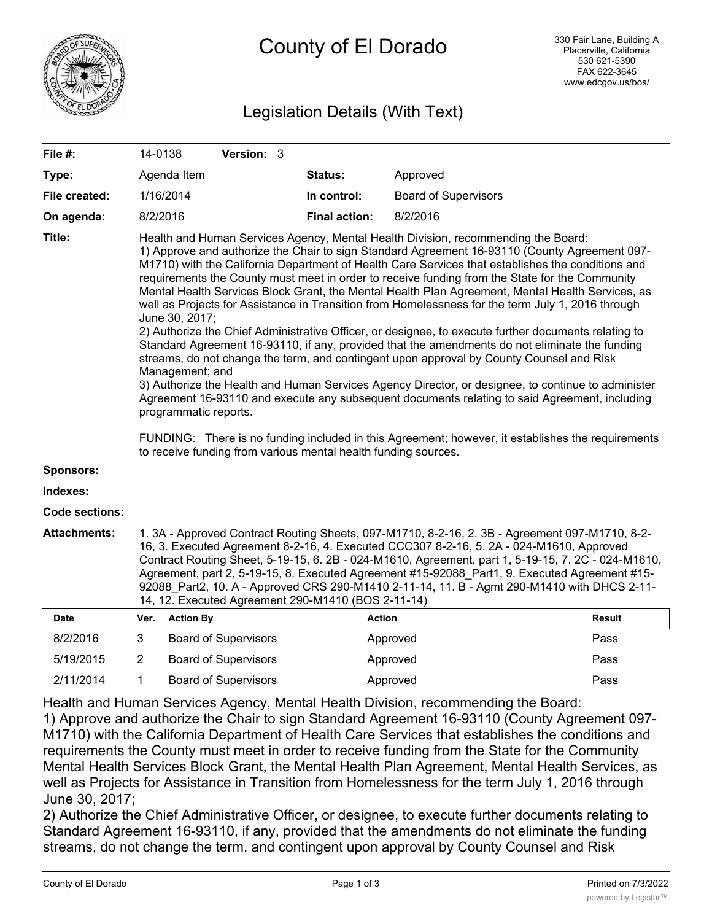# County of El Dorado

330 Fair Lane, Building A
Placerville, California
530 621-5390
FAX 622-3645
www.edcgov.us/bos/

## Legislation Details (With Text)

| | | | |
|---|---|---|---|
| **File #:** | 14-0138 **Version:** 3 | | |
| **Type:** | Agenda Item | **Status:** | Approved |
| **File created:** | 1/16/2014 | **In control:** | Board of Supervisors |
| **On agenda:** | 8/2/2016 | **Final action:** | 8/2/2016 |

**Title:** Health and Human Services Agency, Mental Health Division, recommending the Board:
1) Approve and authorize the Chair to sign Standard Agreement 16-93110 (County Agreement 097-M1710) with the California Department of Health Care Services that establishes the conditions and requirements the County must meet in order to receive funding from the State for the Community Mental Health Services Block Grant, the Mental Health Plan Agreement, Mental Health Services, as well as Projects for Assistance in Transition from Homelessness for the term July 1, 2016 through June 30, 2017;
2) Authorize the Chief Administrative Officer, or designee, to execute further documents relating to Standard Agreement 16-93110, if any, provided that the amendments do not eliminate the funding streams, do not change the term, and contingent upon approval by County Counsel and Risk Management; and
3) Authorize the Health and Human Services Agency Director, or designee, to continue to administer Agreement 16-93110 and execute any subsequent documents relating to said Agreement, including programmatic reports.

FUNDING: There is no funding included in this Agreement; however, it establishes the requirements to receive funding from various mental health funding sources.

**Sponsors:**

**Indexes:**

**Code sections:**

**Attachments:** 1. 3A - Approved Contract Routing Sheets, 097-M1710, 8-2-16, 2. 3B - Agreement 097-M1710, 8-2-16, 3. Executed Agreement 8-2-16, 4. Executed CCC307 8-2-16, 5. 2A - 024-M1610, Approved Contract Routing Sheet, 5-19-15, 6. 2B - 024-M1610, Agreement, part 1, 5-19-15, 7. 2C - 024-M1610, Agreement, part 2, 5-19-15, 8. Executed Agreement #15-92088_Part1, 9. Executed Agreement #15-92088_Part2, 10. A - Approved CRS 290-M1410 2-11-14, 11. B - Agmt 290-M1410 with DHCS 2-11-14, 12. Executed Agreement 290-M1410 (BOS 2-11-14)

| Date | Ver. | Action By | Action | Result |
|---|---|---|---|---|
| 8/2/2016 | 3 | Board of Supervisors | Approved | Pass |
| 5/19/2015 | 2 | Board of Supervisors | Approved | Pass |
| 2/11/2014 | 1 | Board of Supervisors | Approved | Pass |

Health and Human Services Agency, Mental Health Division, recommending the Board:
1) Approve and authorize the Chair to sign Standard Agreement 16-93110 (County Agreement 097-M1710) with the California Department of Health Care Services that establishes the conditions and requirements the County must meet in order to receive funding from the State for the Community Mental Health Services Block Grant, the Mental Health Plan Agreement, Mental Health Services, as well as Projects for Assistance in Transition from Homelessness for the term July 1, 2016 through June 30, 2017;
2) Authorize the Chief Administrative Officer, or designee, to execute further documents relating to Standard Agreement 16-93110, if any, provided that the amendments do not eliminate the funding streams, do not change the term, and contingent upon approval by County Counsel and Risk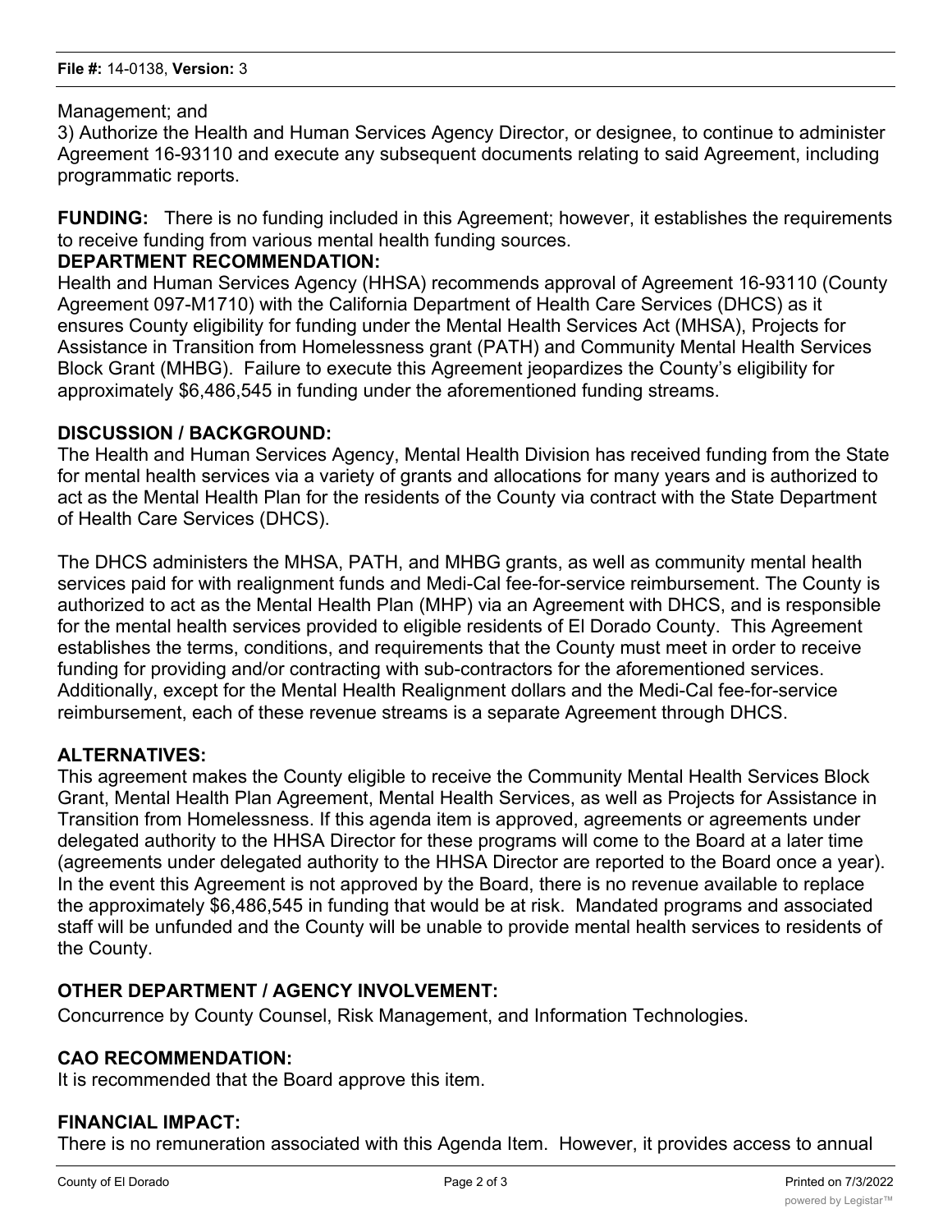Management; and

3) Authorize the Health and Human Services Agency Director, or designee, to continue to administer Agreement 16-93110 and execute any subsequent documents relating to said Agreement, including programmatic reports.

**FUNDING:** There is no funding included in this Agreement; however, it establishes the requirements to receive funding from various mental health funding sources.

**DEPARTMENT RECOMMENDATION:**

Health and Human Services Agency (HHSA) recommends approval of Agreement 16-93110 (County Agreement 097-M1710) with the California Department of Health Care Services (DHCS) as it ensures County eligibility for funding under the Mental Health Services Act (MHSA), Projects for Assistance in Transition from Homelessness grant (PATH) and Community Mental Health Services Block Grant (MHBG). Failure to execute this Agreement jeopardizes the County's eligibility for approximately $6,486,545 in funding under the aforementioned funding streams.

**DISCUSSION / BACKGROUND:**

The Health and Human Services Agency, Mental Health Division has received funding from the State for mental health services via a variety of grants and allocations for many years and is authorized to act as the Mental Health Plan for the residents of the County via contract with the State Department of Health Care Services (DHCS).

The DHCS administers the MHSA, PATH, and MHBG grants, as well as community mental health services paid for with realignment funds and Medi-Cal fee-for-service reimbursement. The County is authorized to act as the Mental Health Plan (MHP) via an Agreement with DHCS, and is responsible for the mental health services provided to eligible residents of El Dorado County. This Agreement establishes the terms, conditions, and requirements that the County must meet in order to receive funding for providing and/or contracting with sub-contractors for the aforementioned services. Additionally, except for the Mental Health Realignment dollars and the Medi-Cal fee-for-service reimbursement, each of these revenue streams is a separate Agreement through DHCS.

**ALTERNATIVES:**

This agreement makes the County eligible to receive the Community Mental Health Services Block Grant, Mental Health Plan Agreement, Mental Health Services, as well as Projects for Assistance in Transition from Homelessness. If this agenda item is approved, agreements or agreements under delegated authority to the HHSA Director for these programs will come to the Board at a later time (agreements under delegated authority to the HHSA Director are reported to the Board once a year). In the event this Agreement is not approved by the Board, there is no revenue available to replace the approximately $6,486,545 in funding that would be at risk. Mandated programs and associated staff will be unfunded and the County will be unable to provide mental health services to residents of the County.

**OTHER DEPARTMENT / AGENCY INVOLVEMENT:**

Concurrence by County Counsel, Risk Management, and Information Technologies.

**CAO RECOMMENDATION:**

It is recommended that the Board approve this item.

**FINANCIAL IMPACT:**

There is no remuneration associated with this Agenda Item. However, it provides access to annual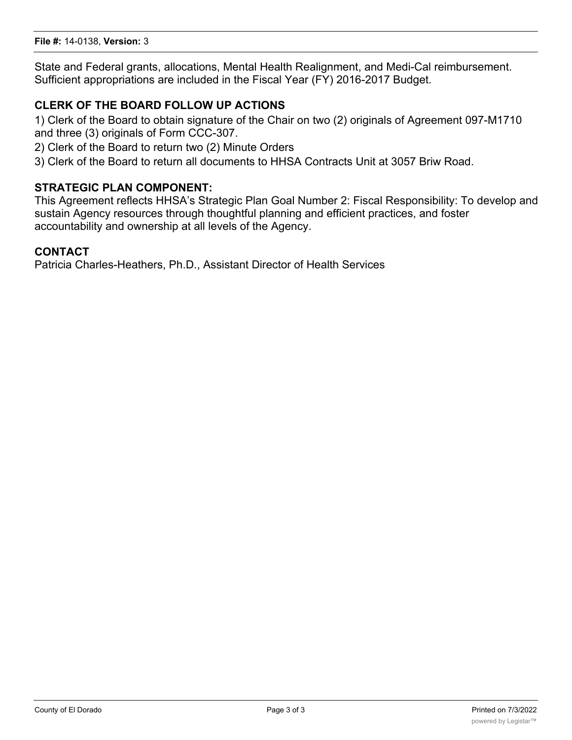State and Federal grants, allocations, Mental Health Realignment, and Medi-Cal reimbursement. Sufficient appropriations are included in the Fiscal Year (FY) 2016-2017 Budget.

## CLERK OF THE BOARD FOLLOW UP ACTIONS

1) Clerk of the Board to obtain signature of the Chair on two (2) originals of Agreement 097-M1710 and three (3) originals of Form CCC-307.
2) Clerk of the Board to return two (2) Minute Orders
3) Clerk of the Board to return all documents to HHSA Contracts Unit at 3057 Briw Road.

## STRATEGIC PLAN COMPONENT:

This Agreement reflects HHSA's Strategic Plan Goal Number 2: Fiscal Responsibility: To develop and sustain Agency resources through thoughtful planning and efficient practices, and foster accountability and ownership at all levels of the Agency.

## CONTACT

Patricia Charles-Heathers, Ph.D., Assistant Director of Health Services